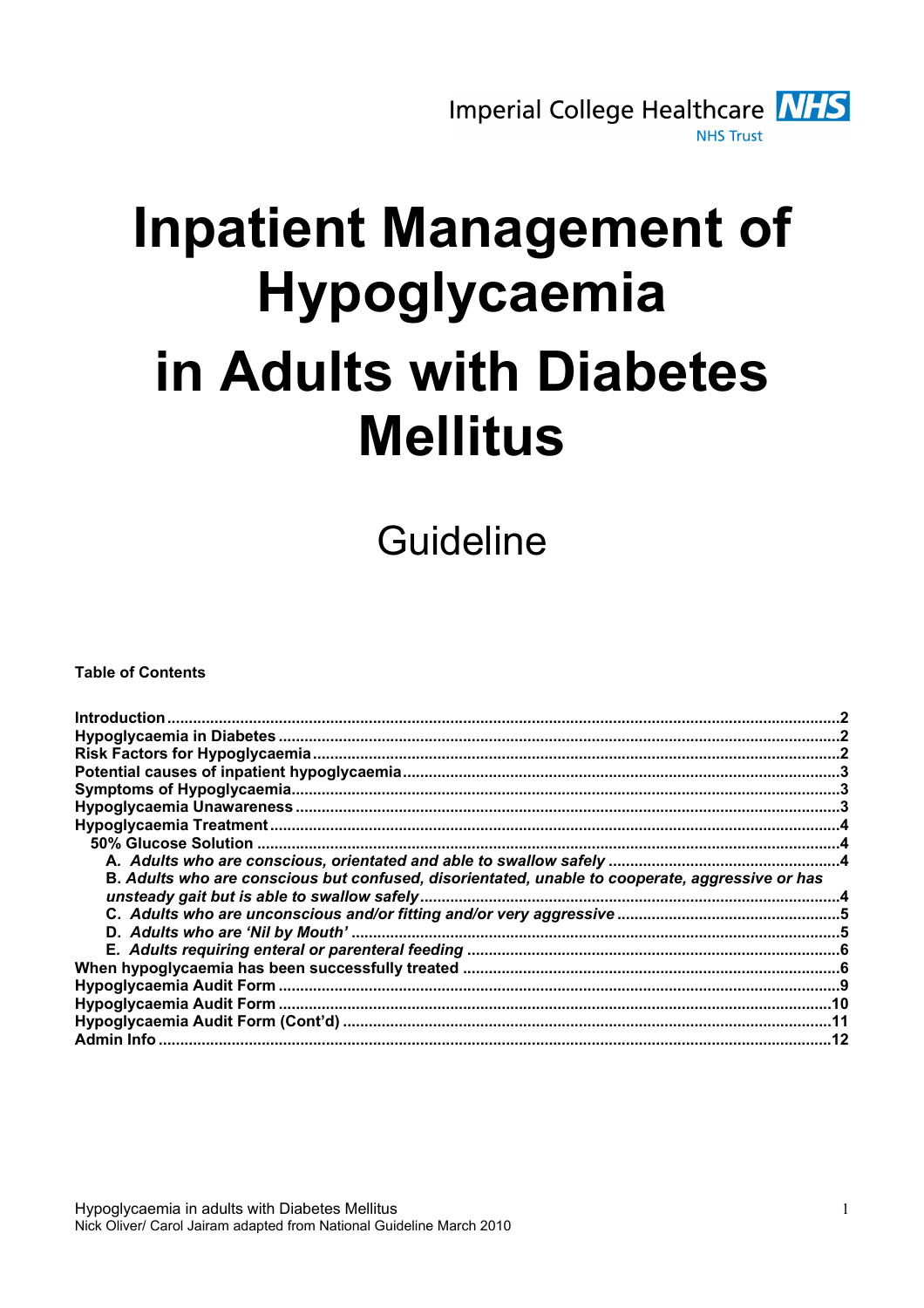Imperial College Healthcare NHS Trust

# Inpatient Management of Hypoglycaemia in Adults with Diabetes Mellitus

## Guideline

**Table of Contents**

**Introduction** .....2
**Hypoglycaemia in Diabetes** .....2
**Risk Factors for Hypoglycaemia** .....2
**Potential causes of inpatient hypoglycaemia** .....3
**Symptoms of Hypoglycaemia** .....3
**Hypoglycaemia Unawareness** .....3
**Hypoglycaemia Treatment** .....4
- **50% Glucose Solution** .....4
  - ***A. Adults who are conscious, orientated and able to swallow safely*** .....4
  - ***B. Adults who are conscious but confused, disorientated, unable to cooperate, aggressive or has unsteady gait but is able to swallow safely*** .....4
  - ***C. Adults who are unconscious and/or fitting and/or very aggressive*** .....5
  - ***D. Adults who are 'Nil by Mouth'*** .....5
  - ***E. Adults requiring enteral or parenteral feeding*** .....6

**When hypoglycaemia has been successfully treated** .....6
**Hypoglycaemia Audit Form** .....9
**Hypoglycaemia Audit Form** .....10
**Hypoglycaemia Audit Form (Cont'd)** .....11
**Admin Info** .....12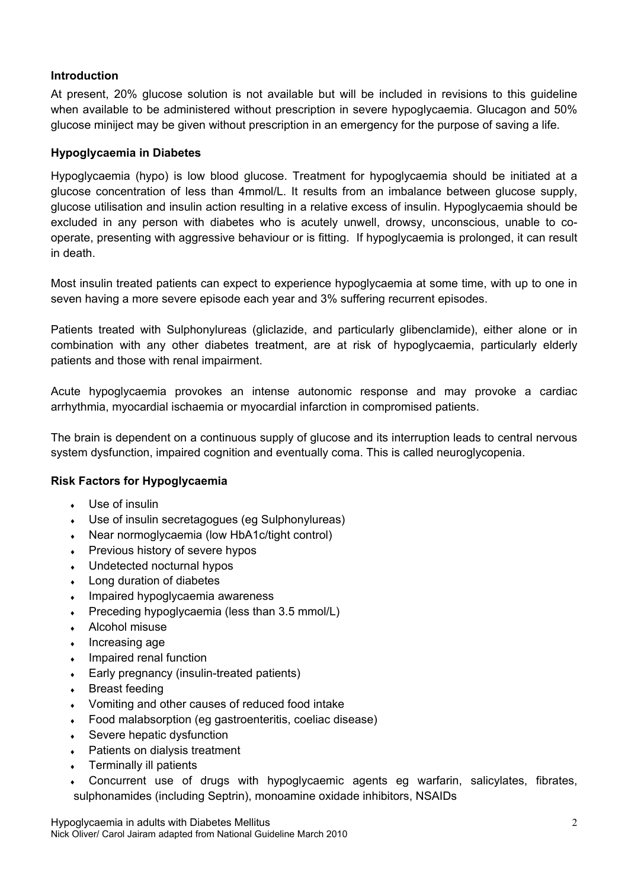## Introduction

At present, 20% glucose solution is not available but will be included in revisions to this guideline when available to be administered without prescription in severe hypoglycaemia. Glucagon and 50% glucose miniject may be given without prescription in an emergency for the purpose of saving a life.

## Hypoglycaemia in Diabetes

Hypoglycaemia (hypo) is low blood glucose. Treatment for hypoglycaemia should be initiated at a glucose concentration of less than 4mmol/L. It results from an imbalance between glucose supply, glucose utilisation and insulin action resulting in a relative excess of insulin. Hypoglycaemia should be excluded in any person with diabetes who is acutely unwell, drowsy, unconscious, unable to co-operate, presenting with aggressive behaviour or is fitting. If hypoglycaemia is prolonged, it can result in death.

Most insulin treated patients can expect to experience hypoglycaemia at some time, with up to one in seven having a more severe episode each year and 3% suffering recurrent episodes.

Patients treated with Sulphonylureas (gliclazide, and particularly glibenclamide), either alone or in combination with any other diabetes treatment, are at risk of hypoglycaemia, particularly elderly patients and those with renal impairment.

Acute hypoglycaemia provokes an intense autonomic response and may provoke a cardiac arrhythmia, myocardial ischaemia or myocardial infarction in compromised patients.

The brain is dependent on a continuous supply of glucose and its interruption leads to central nervous system dysfunction, impaired cognition and eventually coma. This is called neuroglycopenia.

## Risk Factors for Hypoglycaemia

- Use of insulin
- Use of insulin secretagogues (eg Sulphonylureas)
- Near normoglycaemia (low HbA1c/tight control)
- Previous history of severe hypos
- Undetected nocturnal hypos
- Long duration of diabetes
- Impaired hypoglycaemia awareness
- Preceding hypoglycaemia (less than 3.5 mmol/L)
- Alcohol misuse
- Increasing age
- Impaired renal function
- Early pregnancy (insulin-treated patients)
- Breast feeding
- Vomiting and other causes of reduced food intake
- Food malabsorption (eg gastroenteritis, coeliac disease)
- Severe hepatic dysfunction
- Patients on dialysis treatment
- Terminally ill patients
- Concurrent use of drugs with hypoglycaemic agents eg warfarin, salicylates, fibrates, sulphonamides (including Septrin), monoamine oxidade inhibitors, NSAIDs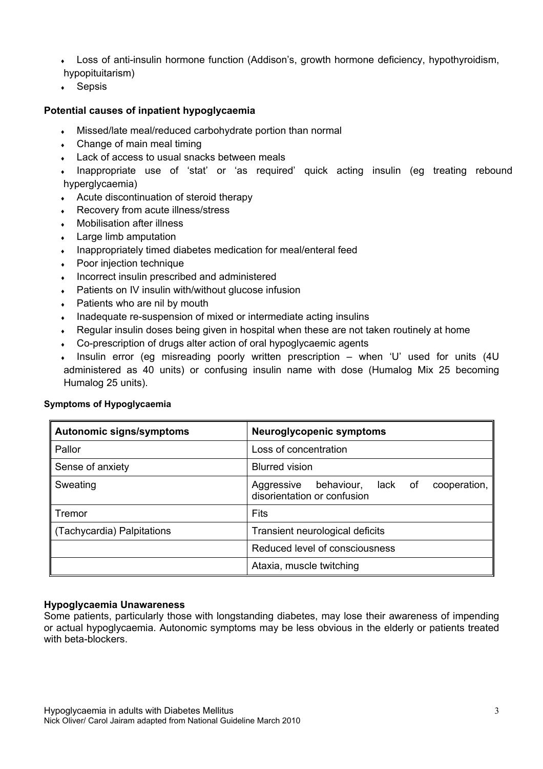- Loss of anti-insulin hormone function (Addison's, growth hormone deficiency, hypothyroidism, hypopituitarism)
- Sepsis

**Potential causes of inpatient hypoglycaemia**

- Missed/late meal/reduced carbohydrate portion than normal
- Change of main meal timing
- Lack of access to usual snacks between meals
- Inappropriate use of 'stat' or 'as required' quick acting insulin (eg treating rebound hyperglycaemia)
- Acute discontinuation of steroid therapy
- Recovery from acute illness/stress
- Mobilisation after illness
- Large limb amputation
- Inappropriately timed diabetes medication for meal/enteral feed
- Poor injection technique
- Incorrect insulin prescribed and administered
- Patients on IV insulin with/without glucose infusion
- Patients who are nil by mouth
- Inadequate re-suspension of mixed or intermediate acting insulins
- Regular insulin doses being given in hospital when these are not taken routinely at home
- Co-prescription of drugs alter action of oral hypoglycaemic agents
- Insulin error (eg misreading poorly written prescription – when 'U' used for units (4U administered as 40 units) or confusing insulin name with dose (Humalog Mix 25 becoming Humalog 25 units).

**Symptoms of Hypoglycaemia**

| Autonomic signs/symptoms | Neuroglycopenic symptoms |
|---|---|
| Pallor | Loss of concentration |
| Sense of anxiety | Blurred vision |
| Sweating | Aggressive behaviour, lack of cooperation, disorientation or confusion |
| Tremor | Fits |
| (Tachycardia) Palpitations | Transient neurological deficits |
| | Reduced level of consciousness |
| | Ataxia, muscle twitching |

**Hypoglycaemia Unawareness**

Some patients, particularly those with longstanding diabetes, may lose their awareness of impending or actual hypoglycaemia. Autonomic symptoms may be less obvious in the elderly or patients treated with beta-blockers.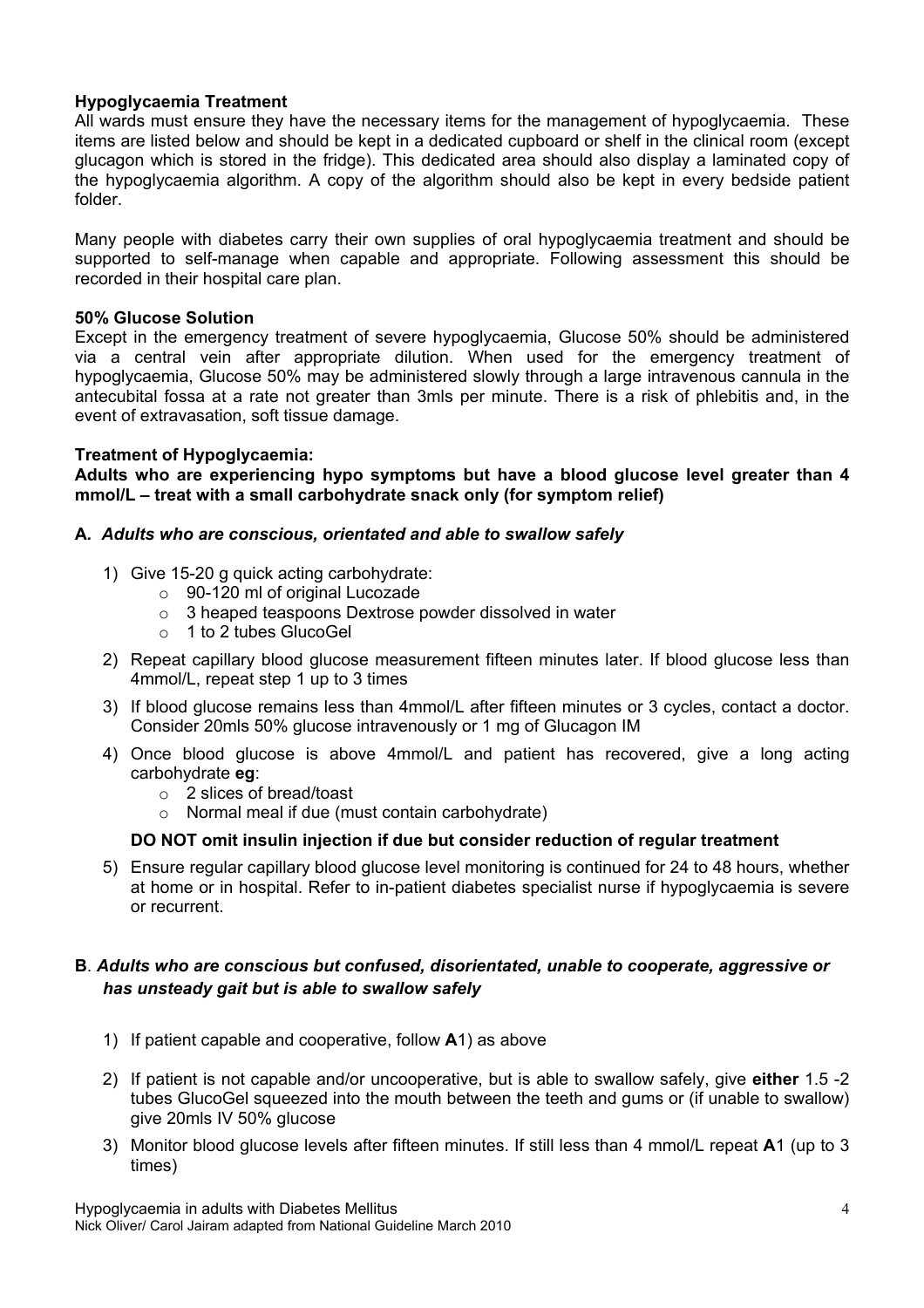**Hypoglycaemia Treatment**

All wards must ensure they have the necessary items for the management of hypoglycaemia. These items are listed below and should be kept in a dedicated cupboard or shelf in the clinical room (except glucagon which is stored in the fridge). This dedicated area should also display a laminated copy of the hypoglycaemia algorithm. A copy of the algorithm should also be kept in every bedside patient folder.

Many people with diabetes carry their own supplies of oral hypoglycaemia treatment and should be supported to self-manage when capable and appropriate. Following assessment this should be recorded in their hospital care plan.

**50% Glucose Solution**

Except in the emergency treatment of severe hypoglycaemia, Glucose 50% should be administered via a central vein after appropriate dilution. When used for the emergency treatment of hypoglycaemia, Glucose 50% may be administered slowly through a large intravenous cannula in the antecubital fossa at a rate not greater than 3mls per minute. There is a risk of phlebitis and, in the event of extravasation, soft tissue damage.

**Treatment of Hypoglycaemia:**

**Adults who are experiencing hypo symptoms but have a blood glucose level greater than 4 mmol/L – treat with a small carbohydrate snack only (for symptom relief)**

**A.** ***Adults who are conscious, orientated and able to swallow safely***

1) Give 15-20 g quick acting carbohydrate:
   - 90-120 ml of original Lucozade
   - 3 heaped teaspoons Dextrose powder dissolved in water
   - 1 to 2 tubes GlucoGel
2) Repeat capillary blood glucose measurement fifteen minutes later. If blood glucose less than 4mmol/L, repeat step 1 up to 3 times
3) If blood glucose remains less than 4mmol/L after fifteen minutes or 3 cycles, contact a doctor. Consider 20mls 50% glucose intravenously or 1 mg of Glucagon IM
4) Once blood glucose is above 4mmol/L and patient has recovered, give a long acting carbohydrate **eg**:
   - 2 slices of bread/toast
   - Normal meal if due (must contain carbohydrate)

   **DO NOT omit insulin injection if due but consider reduction of regular treatment**
5) Ensure regular capillary blood glucose level monitoring is continued for 24 to 48 hours, whether at home or in hospital. Refer to in-patient diabetes specialist nurse if hypoglycaemia is severe or recurrent.

**B**. ***Adults who are conscious but confused, disorientated, unable to cooperate, aggressive or has unsteady gait but is able to swallow safely***

1) If patient capable and cooperative, follow **A**1) as above
2) If patient is not capable and/or uncooperative, but is able to swallow safely, give **either** 1.5 -2 tubes GlucoGel squeezed into the mouth between the teeth and gums or (if unable to swallow) give 20mls IV 50% glucose
3) Monitor blood glucose levels after fifteen minutes. If still less than 4 mmol/L repeat **A**1 (up to 3 times)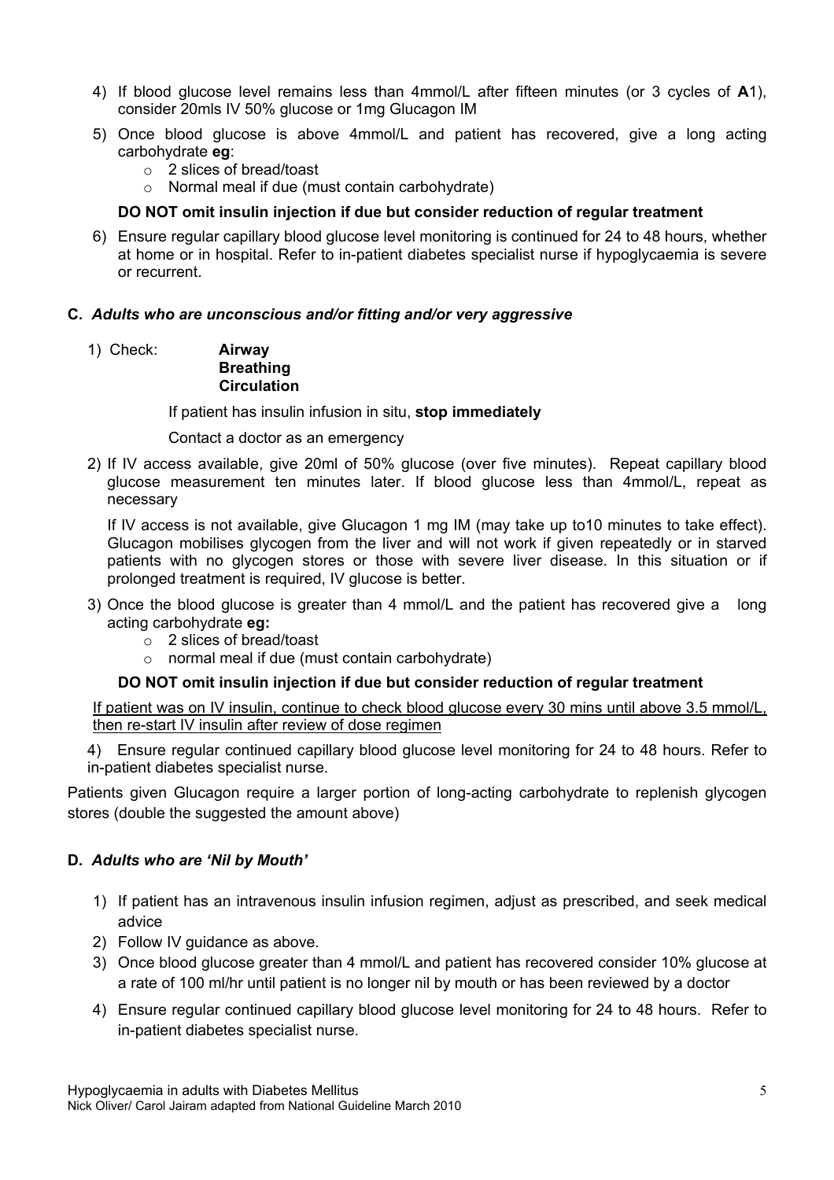4) If blood glucose level remains less than 4mmol/L after fifteen minutes (or 3 cycles of **A**1), consider 20mls IV 50% glucose or 1mg Glucagon IM

5) Once blood glucose is above 4mmol/L and patient has recovered, give a long acting carbohydrate **eg**:
   - 2 slices of bread/toast
   - Normal meal if due (must contain carbohydrate)

   **DO NOT omit insulin injection if due but consider reduction of regular treatment**

6) Ensure regular capillary blood glucose level monitoring is continued for 24 to 48 hours, whether at home or in hospital. Refer to in-patient diabetes specialist nurse if hypoglycaemia is severe or recurrent.

### C. *Adults who are unconscious and/or fitting and/or very aggressive*

1) Check: **Airway**
   **Breathing**
   **Circulation**

   If patient has insulin infusion in situ, **stop immediately**

   Contact a doctor as an emergency

2) If IV access available, give 20ml of 50% glucose (over five minutes). Repeat capillary blood glucose measurement ten minutes later. If blood glucose less than 4mmol/L, repeat as necessary

   If IV access is not available, give Glucagon 1 mg IM (may take up to10 minutes to take effect). Glucagon mobilises glycogen from the liver and will not work if given repeatedly or in starved patients with no glycogen stores or those with severe liver disease. In this situation or if prolonged treatment is required, IV glucose is better.

3) Once the blood glucose is greater than 4 mmol/L and the patient has recovered give a long acting carbohydrate **eg:**
   - 2 slices of bread/toast
   - normal meal if due (must contain carbohydrate)

   **DO NOT omit insulin injection if due but consider reduction of regular treatment**

   <u>If patient was on IV insulin, continue to check blood glucose every 30 mins until above 3.5 mmol/L, then re-start IV insulin after review of dose regimen</u>

4) Ensure regular continued capillary blood glucose level monitoring for 24 to 48 hours. Refer to in-patient diabetes specialist nurse.

Patients given Glucagon require a larger portion of long-acting carbohydrate to replenish glycogen stores (double the suggested the amount above)

### D. *Adults who are 'Nil by Mouth'*

1) If patient has an intravenous insulin infusion regimen, adjust as prescribed, and seek medical advice
2) Follow IV guidance as above.
3) Once blood glucose greater than 4 mmol/L and patient has recovered consider 10% glucose at a rate of 100 ml/hr until patient is no longer nil by mouth or has been reviewed by a doctor
4) Ensure regular continued capillary blood glucose level monitoring for 24 to 48 hours. Refer to in-patient diabetes specialist nurse.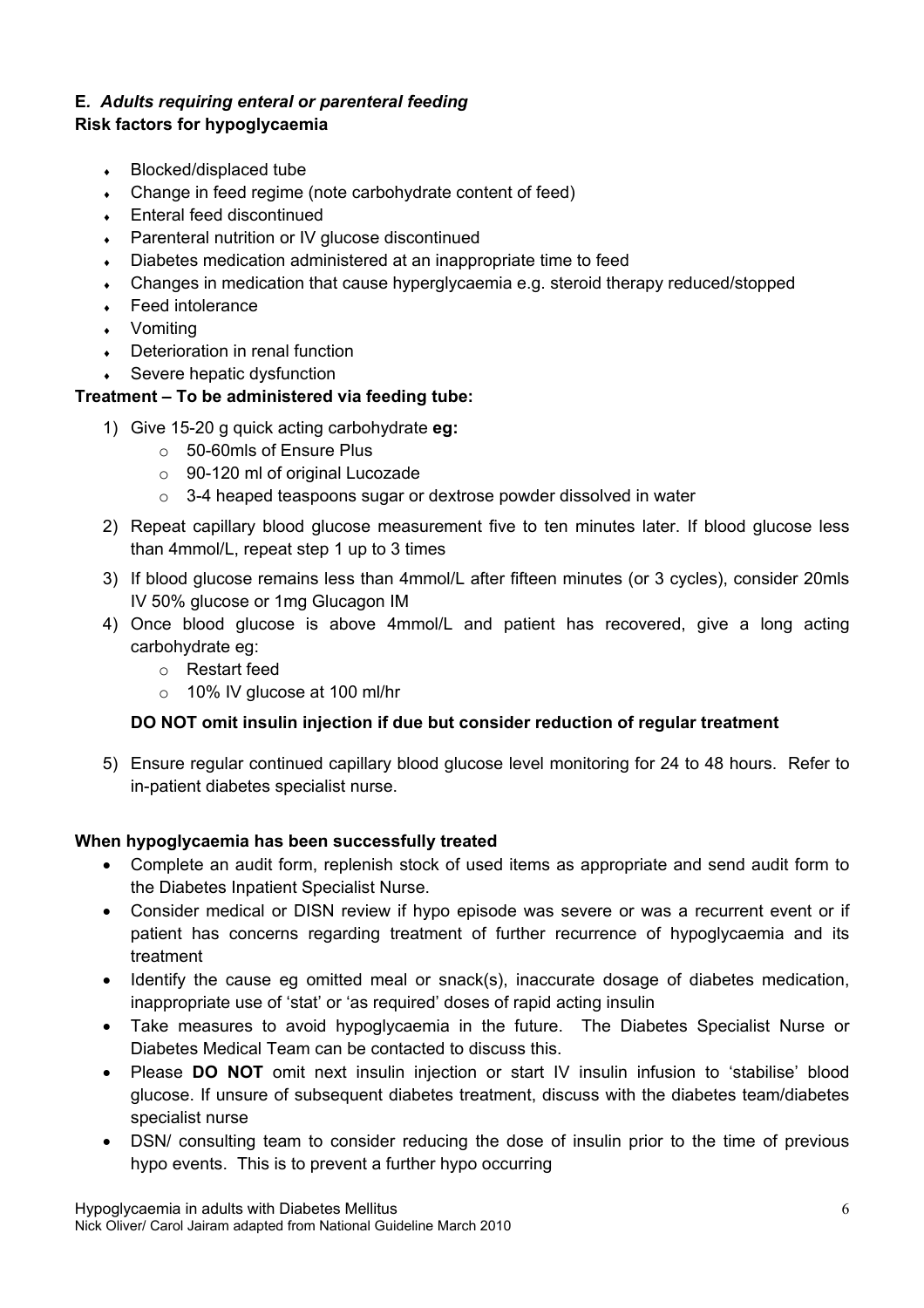**E.** ***Adults requiring enteral or parenteral feeding***
**Risk factors for hypoglycaemia**

- Blocked/displaced tube
- Change in feed regime (note carbohydrate content of feed)
- Enteral feed discontinued
- Parenteral nutrition or IV glucose discontinued
- Diabetes medication administered at an inappropriate time to feed
- Changes in medication that cause hyperglycaemia e.g. steroid therapy reduced/stopped
- Feed intolerance
- Vomiting
- Deterioration in renal function
- Severe hepatic dysfunction

**Treatment – To be administered via feeding tube:**

1) Give 15-20 g quick acting carbohydrate **eg:**
   - 50-60mls of Ensure Plus
   - 90-120 ml of original Lucozade
   - 3-4 heaped teaspoons sugar or dextrose powder dissolved in water
2) Repeat capillary blood glucose measurement five to ten minutes later. If blood glucose less than 4mmol/L, repeat step 1 up to 3 times
3) If blood glucose remains less than 4mmol/L after fifteen minutes (or 3 cycles), consider 20mls IV 50% glucose or 1mg Glucagon IM
4) Once blood glucose is above 4mmol/L and patient has recovered, give a long acting carbohydrate eg:
   - Restart feed
   - 10% IV glucose at 100 ml/hr

   **DO NOT omit insulin injection if due but consider reduction of regular treatment**

5) Ensure regular continued capillary blood glucose level monitoring for 24 to 48 hours. Refer to in-patient diabetes specialist nurse.

**When hypoglycaemia has been successfully treated**

- Complete an audit form, replenish stock of used items as appropriate and send audit form to the Diabetes Inpatient Specialist Nurse.
- Consider medical or DISN review if hypo episode was severe or was a recurrent event or if patient has concerns regarding treatment of further recurrence of hypoglycaemia and its treatment
- Identify the cause eg omitted meal or snack(s), inaccurate dosage of diabetes medication, inappropriate use of 'stat' or 'as required' doses of rapid acting insulin
- Take measures to avoid hypoglycaemia in the future. The Diabetes Specialist Nurse or Diabetes Medical Team can be contacted to discuss this.
- Please **DO NOT** omit next insulin injection or start IV insulin infusion to 'stabilise' blood glucose. If unsure of subsequent diabetes treatment, discuss with the diabetes team/diabetes specialist nurse
- DSN/ consulting team to consider reducing the dose of insulin prior to the time of previous hypo events. This is to prevent a further hypo occurring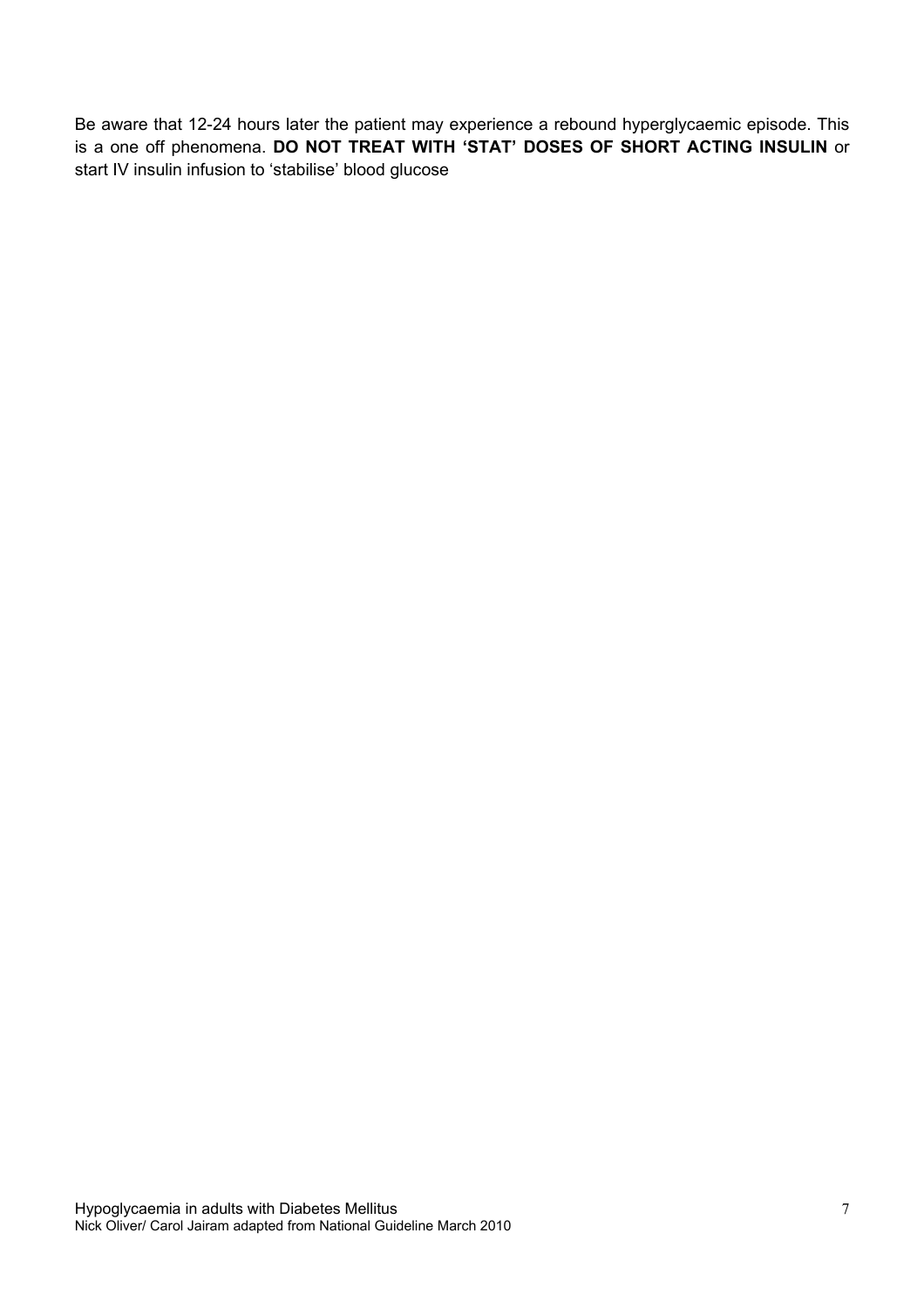Be aware that 12-24 hours later the patient may experience a rebound hyperglycaemic episode. This is a one off phenomena. **DO NOT TREAT WITH 'STAT' DOSES OF SHORT ACTING INSULIN** or start IV insulin infusion to 'stabilise' blood glucose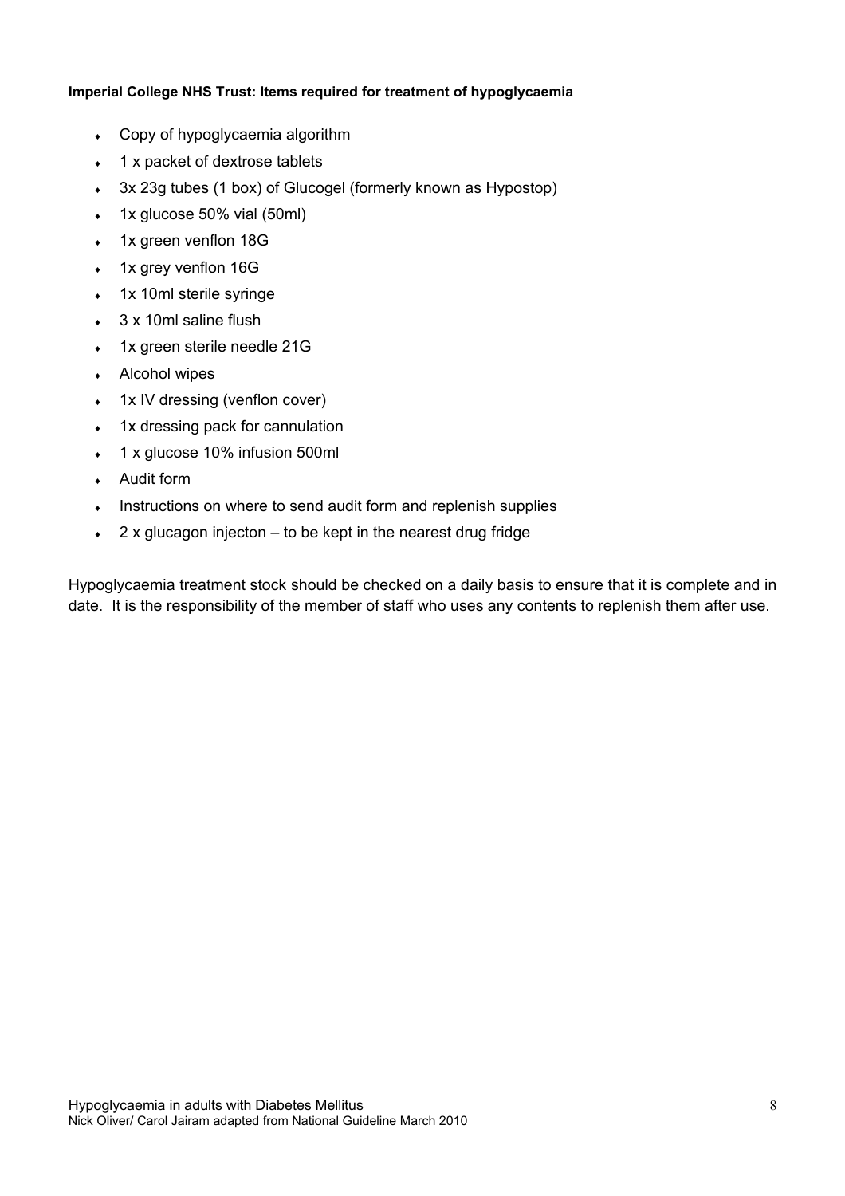**Imperial College NHS Trust: Items required for treatment of hypoglycaemia**

- Copy of hypoglycaemia algorithm
- 1 x packet of dextrose tablets
- 3x 23g tubes (1 box) of Glucogel (formerly known as Hypostop)
- 1x glucose 50% vial (50ml)
- 1x green venflon 18G
- 1x grey venflon 16G
- 1x 10ml sterile syringe
- 3 x 10ml saline flush
- 1x green sterile needle 21G
- Alcohol wipes
- 1x IV dressing (venflon cover)
- 1x dressing pack for cannulation
- 1 x glucose 10% infusion 500ml
- Audit form
- Instructions on where to send audit form and replenish supplies
- 2 x glucagon injecton – to be kept in the nearest drug fridge

Hypoglycaemia treatment stock should be checked on a daily basis to ensure that it is complete and in date. It is the responsibility of the member of staff who uses any contents to replenish them after use.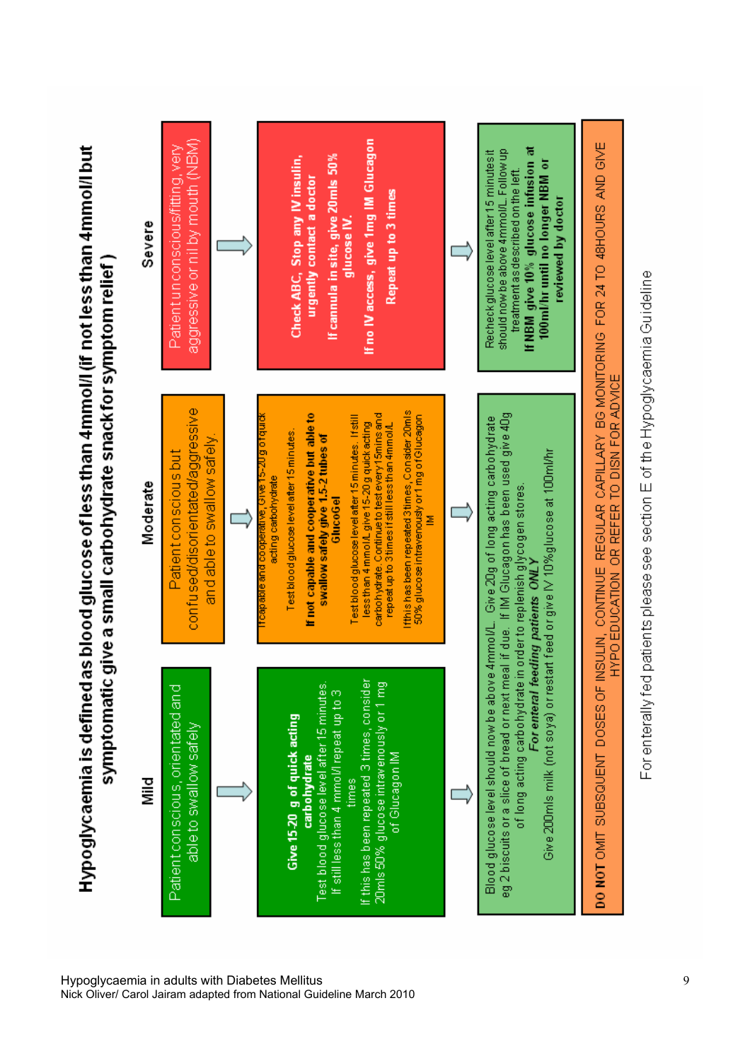# Hypoglycaemia is defined as blood glucose of less than 4mmol/l (if not less than 4mmol/l but symptomatic give a small carbohydrate snack for symptom relief)

## Mild

Patient conscious, orientated and able to swallow safely

↓

**Give 15-20 g of quick acting carbohydrate**

Test blood glucose level after 15 minutes. If still less than 4 mmol/l repeat up to 3 times

If this has been repeated 3 times, consider 20mls 50% glucose intravenously or 1 mg of Glucagon IM

↓

## Moderate

Patient conscious but confused/disorientated/aggressive and able to swallow safely.

↓

If capable and cooperative, Give 15-20 g of quick acting carbohydrate

Test blood glucose level after 15 minutes.

**If not capable and cooperative but able to swallow safely give 1.5-2 tubes of GlucoGel**

Test blood glucose level after 15 minutes. If still less than 4 mmol/L give 15-20 g quick acting carbohydrate. Continue to test every 15mins and repeat up to 3 times if still less than 4mmol/L

If this has been repeated 3 times, Consider 20mls 50% glucose intravenously or 1 mg of Glucagon IM

↓

## Mild and Moderate – follow up

Blood glucose level should now be above 4mmol/L. Give 20g of long acting carbohydrate eg 2 biscuits or a slice of bread or next meal if due. If IM Glucagon has been used give 40g of long acting carbohydrate in order to replenish glycogen stores.

***For enteral feeding patients ONLY***

Give 200mls milk (not soya) or restart feed or give IV 10% glucose at 100ml/hr

## Severe

Patient unconscious/fitting, very aggressive or nil by mouth (NBM)

↓

**Check ABC, Stop any IV insulin, urgently contact a doctor**

**If cannula in site, give 20mls 50% glucose IV.**

**If no IV access, give 1mg IM Glucagon**

**Repeat up to 3 times**

↓

Recheck glucose level after 15 minutes it should now be above 4mmol/L. Follow up treatment as described on the left.

**If NBM give 10% glucose infusion at 100ml/hr until no longer NBM or reviewed by doctor**

---

**DO NOT** OMIT SUBSEQUENT DOSES OF INSULIN, CONTINUE REGULAR CAPILLARY BG MONITORING FOR 24 TO 48HOURS AND GIVE HYPO EDUCATION OR REFER TO DISN FOR ADVICE

For enterally fed patients please see section E of the Hypoglycaemia Guideline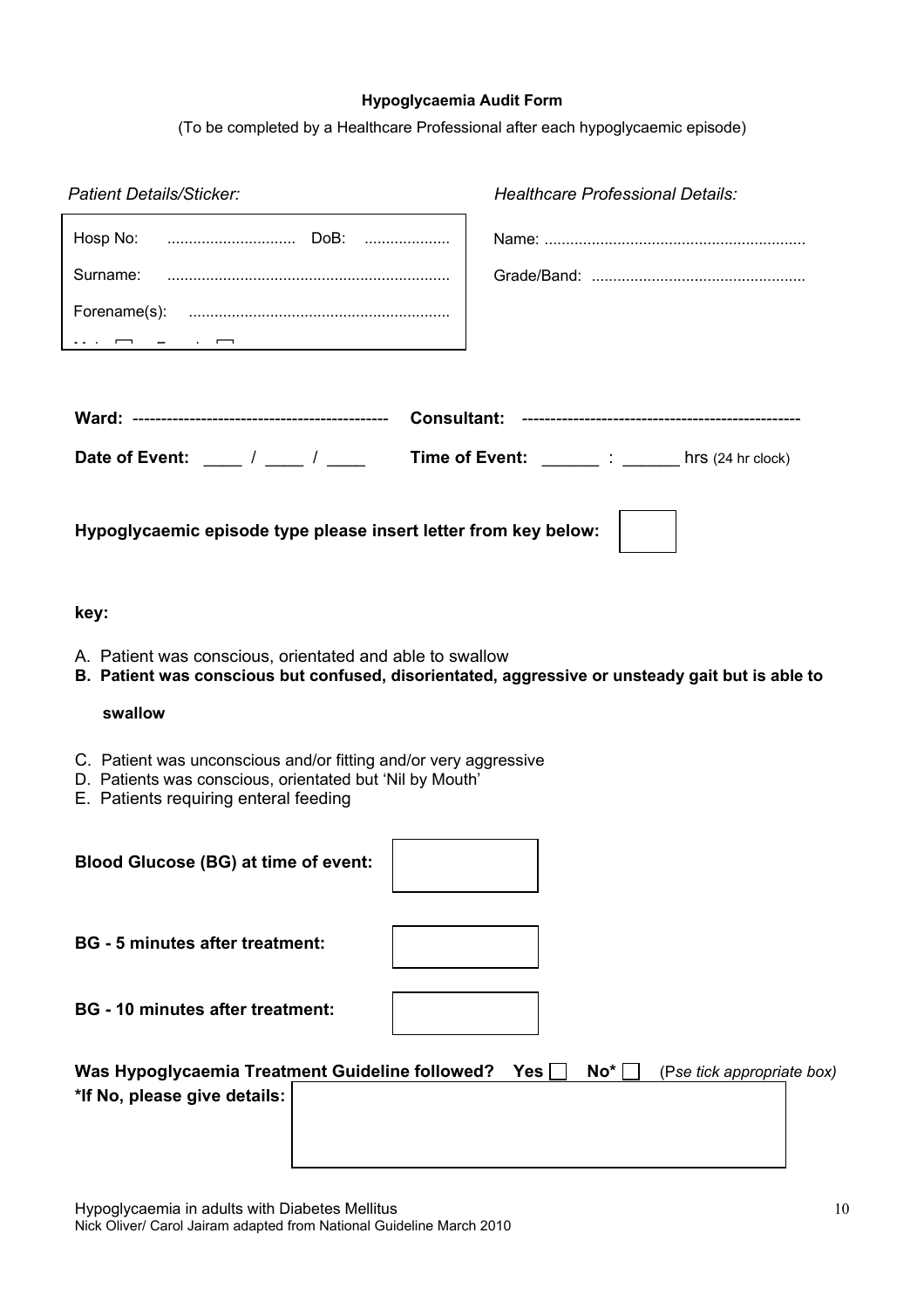**Hypoglycaemia Audit Form**

(To be completed by a Healthcare Professional after each hypoglycaemic episode)

*Patient Details/Sticker:*

Hosp No: .............................. DoB: ...................

Surname: .................................................................

Forename(s): ............................................................

Male ☐ Female ☐

*Healthcare Professional Details:*

Name: ............................................................

Grade/Band: .................................................

**Ward:** -------------------------------------------- **Consultant:** ------------------------------------------------

**Date of Event:** ____ / ____ / ____ **Time of Event:** ______ : ______ hrs (24 hr clock)

**Hypoglycaemic episode type please insert letter from key below:** ☐

**key:**

A. Patient was conscious, orientated and able to swallow
**B. Patient was conscious but confused, disorientated, aggressive or unsteady gait but is able to swallow**
C. Patient was unconscious and/or fitting and/or very aggressive
D. Patients was conscious, orientated but 'Nil by Mouth'
E. Patients requiring enteral feeding

**Blood Glucose (BG) at time of event:** ☐

**BG - 5 minutes after treatment:** ☐

**BG - 10 minutes after treatment:** ☐

**Was Hypoglycaemia Treatment Guideline followed? Yes** ☐ **No*** ☐ (P*se tick appropriate box)*

***If No, please give details:** ☐

Hypoglycaemia in adults with Diabetes Mellitus
Nick Oliver/ Carol Jairam adapted from National Guideline March 2010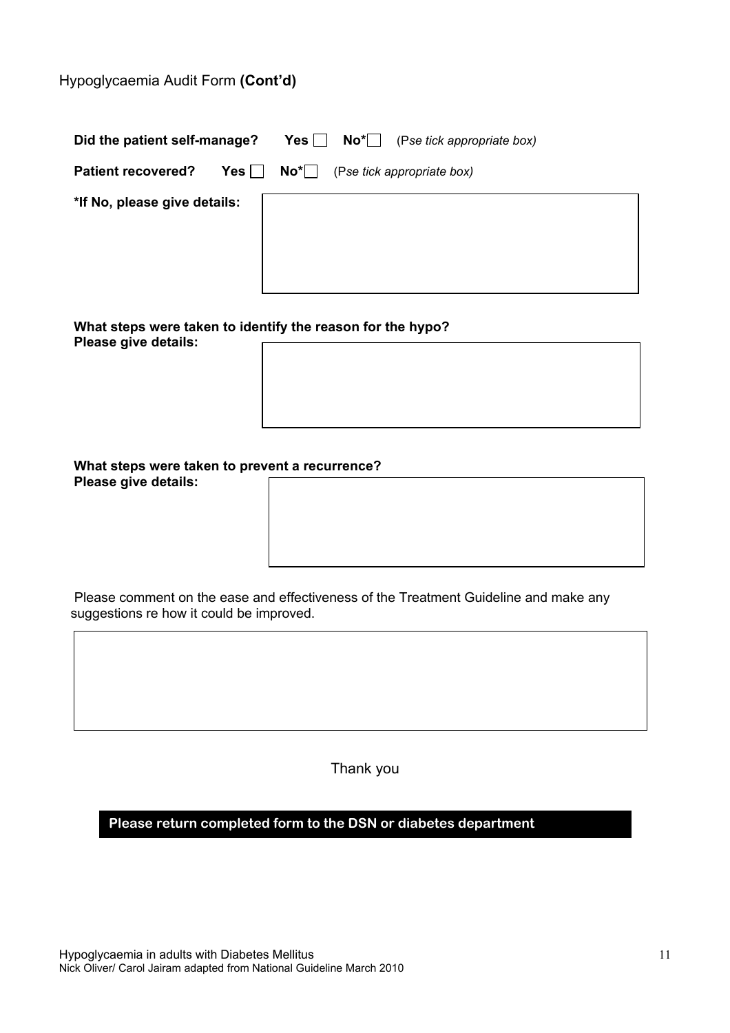Hypoglycaemia Audit Form **(Cont'd)**

**Did the patient self-manage?** **Yes** ☐ **No*** ☐ (P*se tick appropriate box)*

**Patient recovered?** **Yes** ☐ **No*** ☐ (P*se tick appropriate box)*

**\*If No, please give details:**

**What steps were taken to identify the reason for the hypo?**
**Please give details:**

**What steps were taken to prevent a recurrence?**
**Please give details:**

Please comment on the ease and effectiveness of the Treatment Guideline and make any suggestions re how it could be improved.

Thank you

**Please return completed form to the DSN or diabetes department**

Hypoglycaemia in adults with Diabetes Mellitus
Nick Oliver/ Carol Jairam adapted from National Guideline March 2010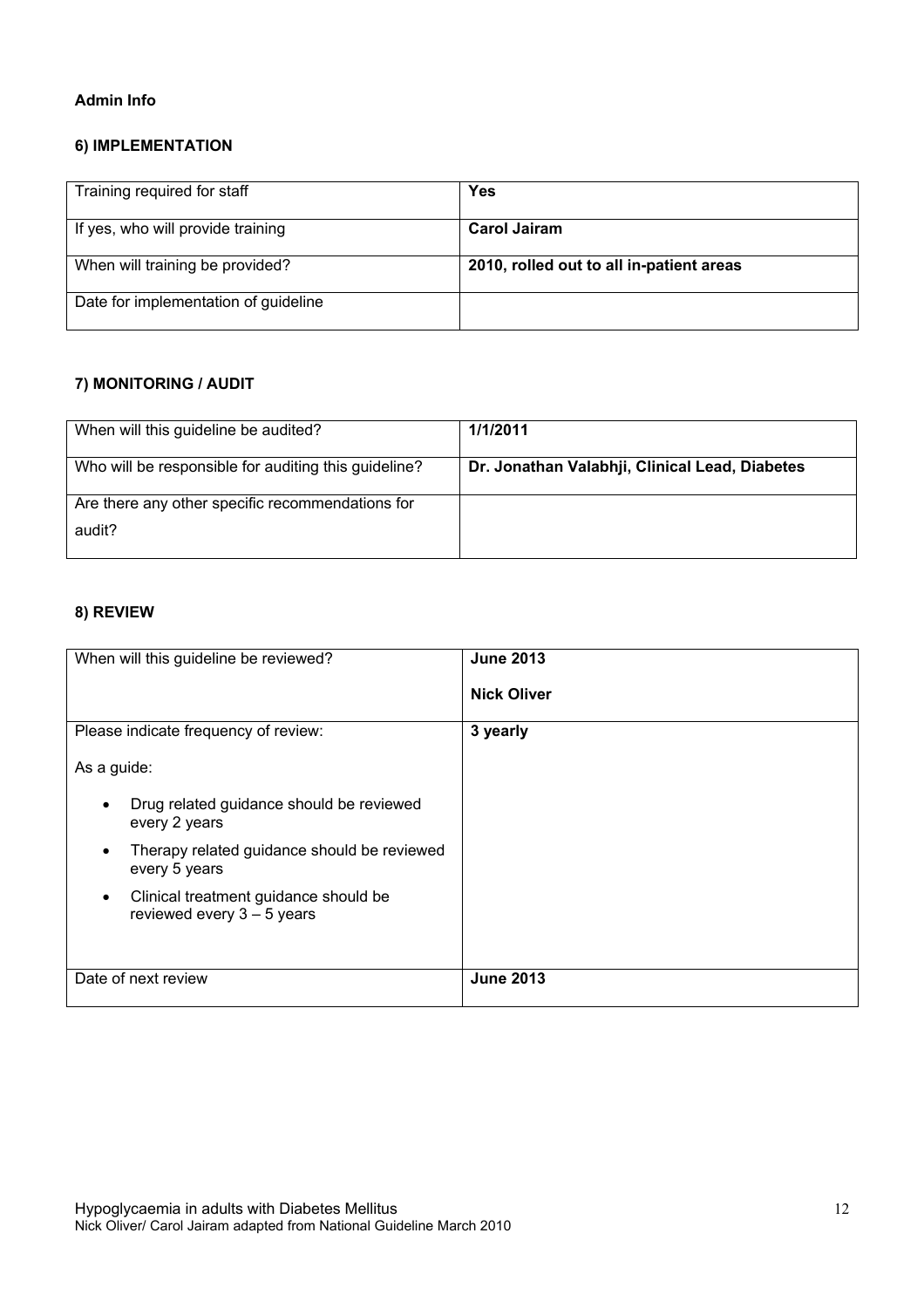**Admin Info**

**6) IMPLEMENTATION**

| Training required for staff | **Yes** |
|---|---|
| If yes, who will provide training | **Carol Jairam** |
| When will training be provided? | **2010, rolled out to all in-patient areas** |
| Date for implementation of guideline | |

**7) MONITORING / AUDIT**

| When will this guideline be audited? | **1/1/2011** |
|---|---|
| Who will be responsible for auditing this guideline? | **Dr. Jonathan Valabhji, Clinical Lead, Diabetes** |
| Are there any other specific recommendations for audit? | |

**8) REVIEW**

| When will this guideline be reviewed? | **June 2013**<br>**Nick Oliver** |
|---|---|
| Please indicate frequency of review:<br>As a guide:<br>• Drug related guidance should be reviewed every 2 years<br>• Therapy related guidance should be reviewed every 5 years<br>• Clinical treatment guidance should be reviewed every 3 – 5 years | **3 yearly** |
| Date of next review | **June 2013** |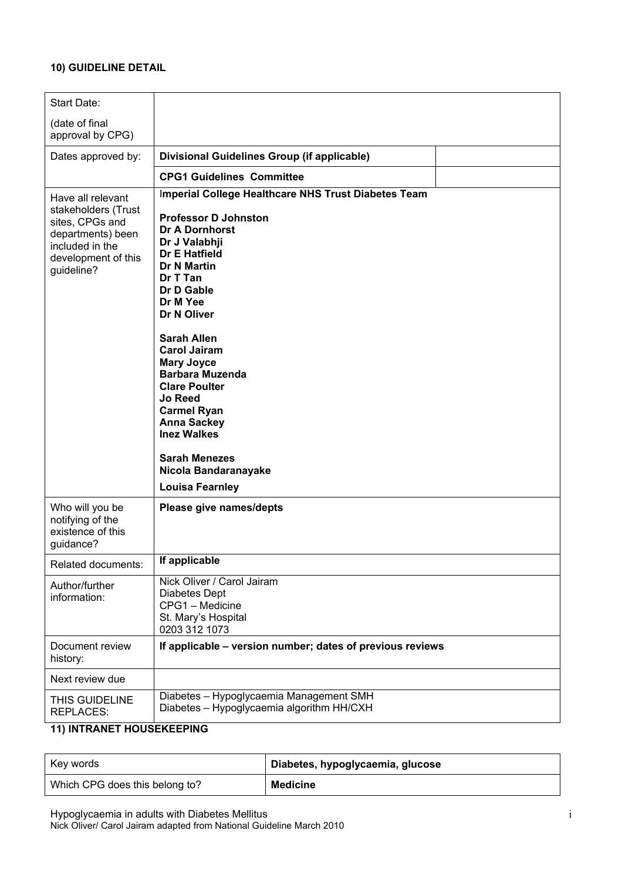**10) GUIDELINE DETAIL**

| | | |
|---|---|---|
| Start Date:<br><br>(date of final approval by CPG) | | |
| Dates approved by: | **Divisional Guidelines Group (if applicable)** | |
| | **CPG1 Guidelines Committee** | |
| Have all relevant stakeholders (Trust sites, CPGs and departments) been included in the development of this guideline? | **Imperial College Healthcare NHS Trust Diabetes Team**<br><br>**Professor D Johnston**<br>**Dr A Dornhorst**<br>**Dr J Valabhji**<br>**Dr E Hatfield**<br>**Dr N Martin**<br>**Dr T Tan**<br>**Dr D Gable**<br>**Dr M Yee**<br>**Dr N Oliver**<br><br>**Sarah Allen**<br>**Carol Jairam**<br>**Mary Joyce**<br>**Barbara Muzenda**<br>**Clare Poulter**<br>**Jo Reed**<br>**Carmel Ryan**<br>**Anna Sackey**<br>**Inez Walkes**<br><br>**Sarah Menezes**<br>**Nicola Bandaranayake**<br><br>**Louisa Fearnley** | |
| Who will you be notifying of the existence of this guidance? | **Please give names/depts** | |
| Related documents: | **If applicable** | |
| Author/further information: | Nick Oliver / Carol Jairam<br>Diabetes Dept<br>CPG1 – Medicine<br>St. Mary's Hospital<br>0203 312 1073 | |
| Document review history: | **If applicable – version number; dates of previous reviews** | |
| Next review due | | |
| THIS GUIDELINE REPLACES: | Diabetes – Hypoglycaemia Management SMH<br>Diabetes – Hypoglycaemia algorithm HH/CXH | |

**11) INTRANET HOUSEKEEPING**

| Key words | **Diabetes, hypoglycaemia, glucose** |
|---|---|
| Which CPG does this belong to? | **Medicine** |

Hypoglycaemia in adults with Diabetes Mellitus
Nick Oliver/ Carol Jairam adapted from National Guideline March 2010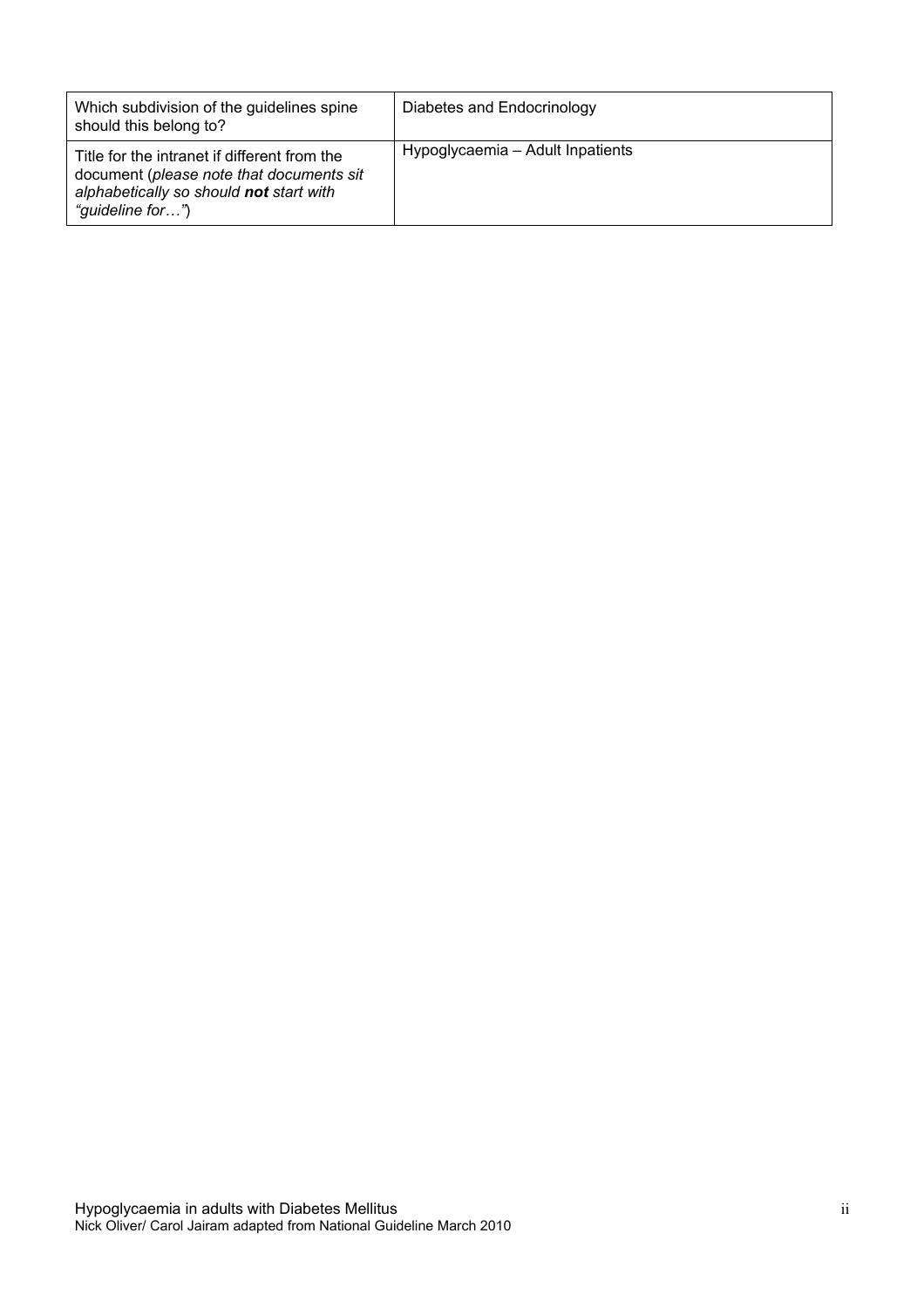| | |
|---|---|
| Which subdivision of the guidelines spine should this belong to? | Diabetes and Endocrinology |
| Title for the intranet if different from the document (*please note that documents sit alphabetically so should **not** start with “guideline for…”*) | Hypoglycaemia – Adult Inpatients |